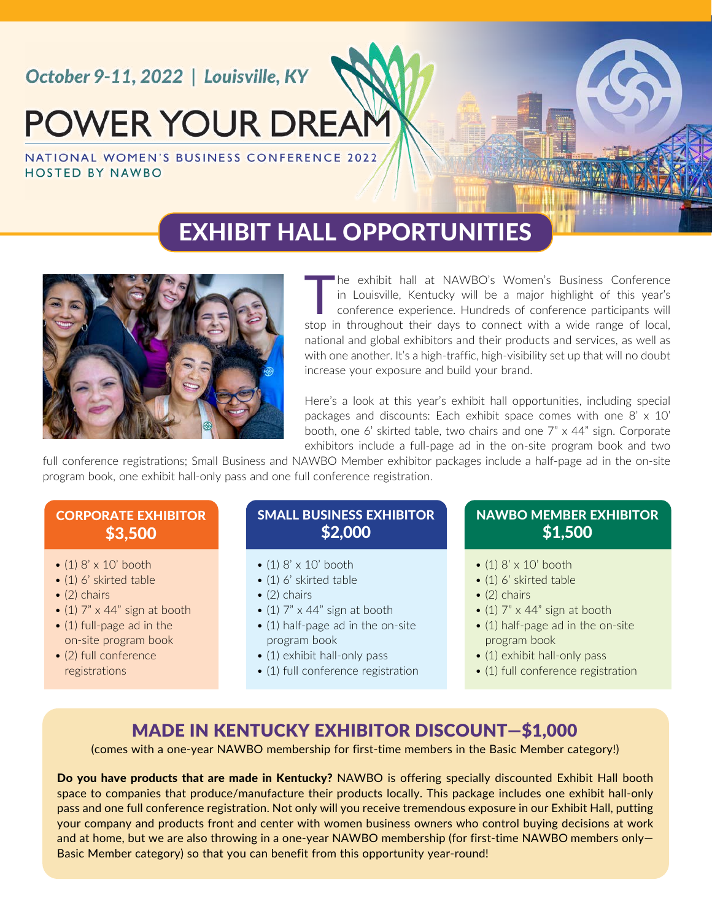*October 9-11, 2022 | Louisville, KY*

# POWER YOUR DREAM

NATIONAL WOMEN'S BUSINESS CONFERENCE 2022
HOSTED BY NAWBO

## EXHIBIT HALL OPPORTUNITIES

The exhibit hall at NAWBO's Women's Business Conference in Louisville, Kentucky will be a major highlight of this year's conference experience. Hundreds of conference participants will stop in throughout their days to connect with a wide range of local, national and global exhibitors and their products and services, as well as with one another. It's a high-traffic, high-visibility set up that will no doubt increase your exposure and build your brand.

Here's a look at this year's exhibit hall opportunities, including special packages and discounts: Each exhibit space comes with one 8' x 10' booth, one 6' skirted table, two chairs and one 7" x 44" sign. Corporate exhibitors include a full-page ad in the on-site program book and two full conference registrations; Small Business and NAWBO Member exhibitor packages include a half-page ad in the on-site program book, one exhibit hall-only pass and one full conference registration.

### CORPORATE EXHIBITOR $3,500

- (1) 8' x 10' booth
- (1) 6' skirted table
- (2) chairs
- (1) 7" x 44" sign at booth
- (1) full-page ad in the on-site program book
- (2) full conference registrations

### SMALL BUSINESS EXHIBITOR $2,000

- (1) 8' x 10' booth
- (1) 6' skirted table
- (2) chairs
- (1) 7" x 44" sign at booth
- (1) half-page ad in the on-site program book
- (1) exhibit hall-only pass
- (1) full conference registration

### NAWBO MEMBER EXHIBITOR $1,500

- (1) 8' x 10' booth
- (1) 6' skirted table
- (2) chairs
- (1) 7" x 44" sign at booth
- (1) half-page ad in the on-site program book
- (1) exhibit hall-only pass
- (1) full conference registration

## MADE IN KENTUCKY EXHIBITOR DISCOUNT—$1,000

(comes with a one-year NAWBO membership for first-time members in the Basic Member category!)

**Do you have products that are made in Kentucky?** NAWBO is offering specially discounted Exhibit Hall booth space to companies that produce/manufacture their products locally. This package includes one exhibit hall-only pass and one full conference registration. Not only will you receive tremendous exposure in our Exhibit Hall, putting your company and products front and center with women business owners who control buying decisions at work and at home, but we are also throwing in a one-year NAWBO membership (for first-time NAWBO members only—Basic Member category) so that you can benefit from this opportunity year-round!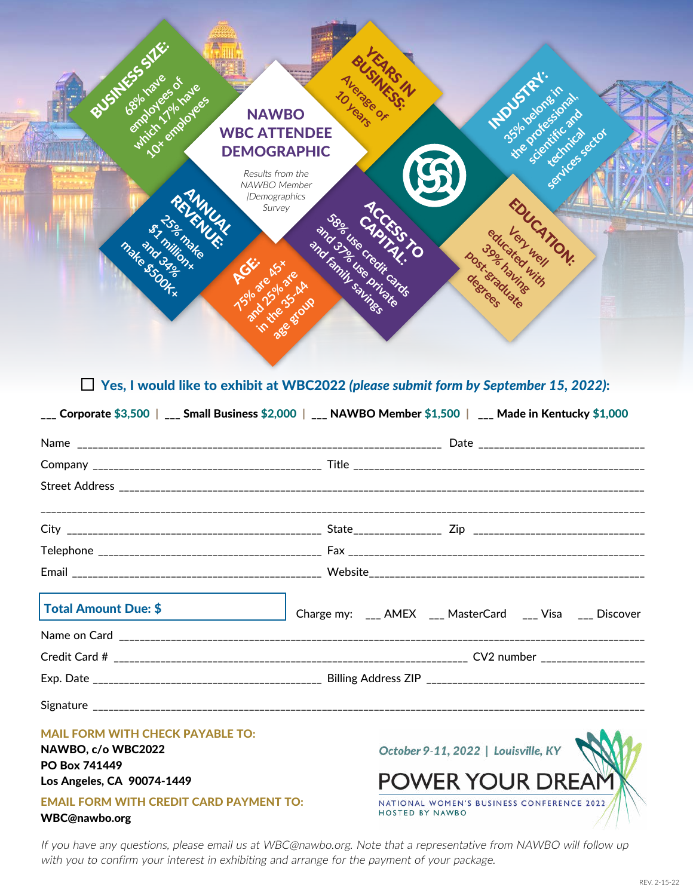## NAWBO WBC ATTENDEE DEMOGRAPHIC

*Results from the NAWBO Member |Demographics Survey*

**BUSINESS SIZE:** 68% have employees of which 17% have 10+ employees

**YEARS IN BUSINESS:** Average of 10 years

**INDUSTRY:** 35% belong in the professional, scientific and technical services sector

**ANNUAL REVENUE:** 25% make $1 million+ and 34% make $500K+

**AGE:** 75% are 45+ and 25% are in the 35-44 age group

**ACCESS TO CAPITAL:** 58% use credit cards and 37% use private and family savings

**EDUCATION:** Very well educated with 39% having post-graduate degrees

☐ **Yes, I would like to exhibit at WBC2022** ***(please submit form by September 15, 2022)*****:**

___ **Corporate** $3,500 | ___ **Small Business** $2,000 | ___ **NAWBO Member** $1,500 | ___ **Made in Kentucky** $1,000

Name ______________________________ Date ______________________________

Company ______________________________ Title ______________________________

Street Address ____________________________________________________________

__________________________________________________________________________

City ______________________________ State______________ Zip ______________________________

Telephone ______________________________ Fax ______________________________

Email ______________________________ Website______________________________

**Total Amount Due: $**

Charge my: ___ AMEX ___ MasterCard ___ Visa ___ Discover

Name on Card ____________________________________________________________

Credit Card # ______________________________ CV2 number ______________________________

Exp. Date ______________________________ Billing Address ZIP ______________________________

Signature ____________________________________________________________

**MAIL FORM WITH CHECK PAYABLE TO:**
**NAWBO, c/o WBC2022**
**PO Box 741449**
**Los Angeles, CA 90074-1449**

**EMAIL FORM WITH CREDIT CARD PAYMENT TO:**
**WBC@nawbo.org**

*October 9-11, 2022 | Louisville, KY*

POWER YOUR DREAM

NATIONAL WOMEN'S BUSINESS CONFERENCE 2022
HOSTED BY NAWBO

*If you have any questions, please email us at WBC@nawbo.org. Note that a representative from NAWBO will follow up with you to confirm your interest in exhibiting and arrange for the payment of your package.*

REV. 2-15-22